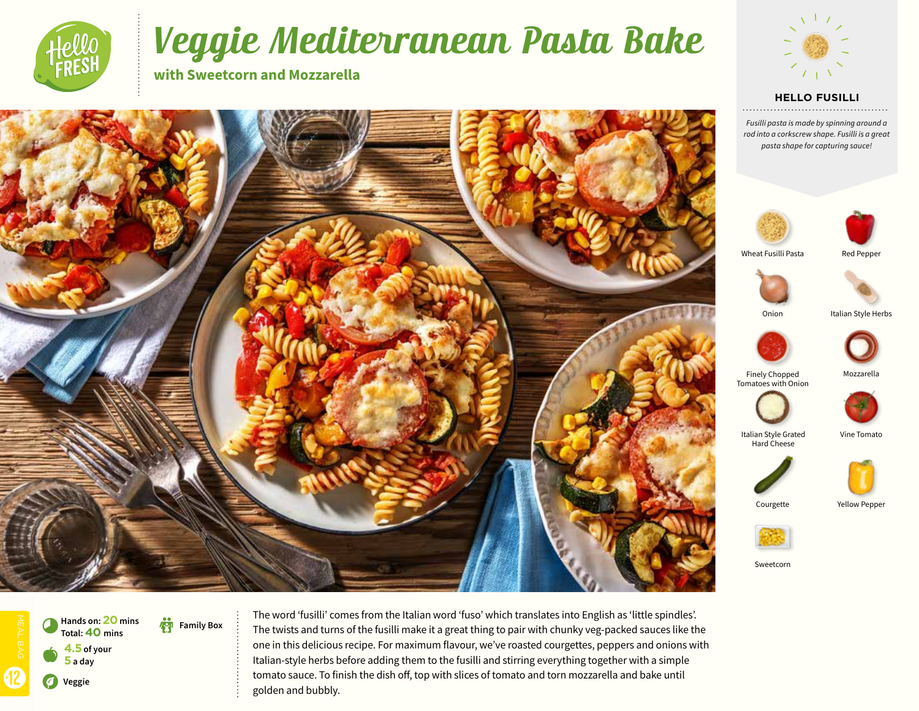# Veggie Mediterranean Pasta Bake

**with Sweetcorn and Mozzarella**

### HELLO FUSILLI

*Fusilli pasta is made by spinning around a rod into a corkscrew shape. Fusilli is a great pasta shape for capturing sauce!*

- Wheat Fusilli Pasta
- Red Pepper
- Onion
- Italian Style Herbs
- Finely Chopped Tomatoes with Onion
- Mozzarella
- Italian Style Grated Hard Cheese
- Vine Tomato
- Courgette
- Yellow Pepper
- Sweetcorn

MEAL BAG 12

**Hands on: 20 mins**
**Total: 40 mins**

**4.5 of your 5 a day**

**Veggie**

**Family Box**

The word 'fusilli' comes from the Italian word 'fuso' which translates into English as 'little spindles'. The twists and turns of the fusilli make it a great thing to pair with chunky veg-packed sauces like the one in this delicious recipe. For maximum flavour, we've roasted courgettes, peppers and onions with Italian-style herbs before adding them to the fusilli and stirring everything together with a simple tomato sauce. To finish the dish off, top with slices of tomato and torn mozzarella and bake until golden and bubbly.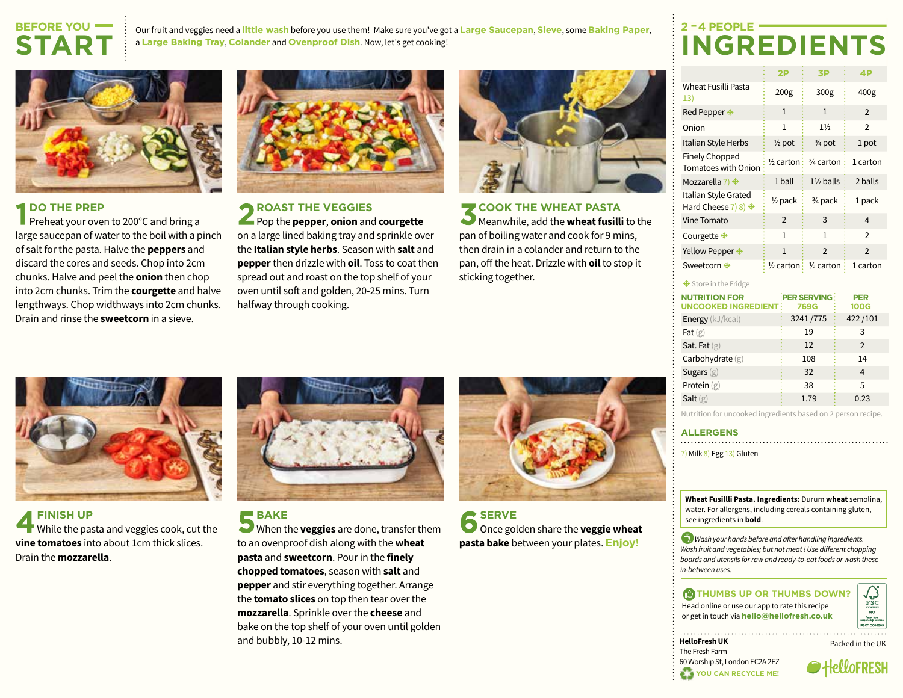# BEFORE YOU START

Our fruit and veggies need a **little wash** before you use them! Make sure you've got a **Large Saucepan**, **Sieve**, some **Baking Paper**, a **Large Baking Tray**, **Colander** and **Ovenproof Dish**. Now, let's get cooking!

## 1 DO THE PREP

Preheat your oven to 200°C and bring a large saucepan of water to the boil with a pinch of salt for the pasta. Halve the **peppers** and discard the cores and seeds. Chop into 2cm chunks. Halve and peel the **onion** then chop into 2cm chunks. Trim the **courgette** and halve lengthways. Chop widthways into 2cm chunks. Drain and rinse the **sweetcorn** in a sieve.

## 2 ROAST THE VEGGIES

Pop the **pepper**, **onion** and **courgette** on a large lined baking tray and sprinkle over the **Italian style herbs**. Season with **salt** and **pepper** then drizzle with **oil**. Toss to coat then spread out and roast on the top shelf of your oven until soft and golden, 20-25 mins. Turn halfway through cooking.

## 3 COOK THE WHEAT PASTA

Meanwhile, add the **wheat fusilli** to the pan of boiling water and cook for 9 mins, then drain in a colander and return to the pan, off the heat. Drizzle with **oil** to stop it sticking together.

## 4 FINISH UP

While the pasta and veggies cook, cut the **vine tomatoes** into about 1cm thick slices. Drain the **mozzarella**.

## 5 BAKE

When the **veggies** are done, transfer them to an ovenproof dish along with the **wheat pasta** and **sweetcorn**. Pour in the **finely chopped tomatoes**, season with **salt** and **pepper** and stir everything together. Arrange the **tomato slices** on top then tear over the **mozzarella**. Sprinkle over the **cheese** and bake on the top shelf of your oven until golden and bubbly, 10-12 mins.

## 6 SERVE

Once golden share the **veggie wheat pasta bake** between your plates. **Enjoy!**

# 2 - 4 PEOPLE INGREDIENTS

| | 2P | 3P | 4P |
|---|---|---|---|
| Wheat Fusilli Pasta 13) | 200g | 300g | 400g |
| Red Pepper ❄ | 1 | 1 | 2 |
| Onion | 1 | 1½ | 2 |
| Italian Style Herbs | ½ pot | ¾ pot | 1 pot |
| Finely Chopped Tomatoes with Onion | ½ carton | ¾ carton | 1 carton |
| Mozzarella 7) ❄ | 1 ball | 1½ balls | 2 balls |
| Italian Style Grated Hard Cheese 7) 8) ❄ | ½ pack | ¾ pack | 1 pack |
| Vine Tomato | 2 | 3 | 4 |
| Courgette ❄ | 1 | 1 | 2 |
| Yellow Pepper ❄ | 1 | 2 | 2 |
| Sweetcorn ❄ | ½ carton | ½ carton | 1 carton |

❄ Store in the Fridge

| NUTRITION FOR UNCOOKED INGREDIENT | PER SERVING 769G | PER 100G |
|---|---|---|
| Energy (kJ/kcal) | 3241 /775 | 422 /101 |
| Fat (g) | 19 | 3 |
| Sat. Fat (g) | 12 | 2 |
| Carbohydrate (g) | 108 | 14 |
| Sugars (g) | 32 | 4 |
| Protein (g) | 38 | 5 |
| Salt (g) | 1.79 | 0.23 |

Nutrition for uncooked ingredients based on 2 person recipe.

## ALLERGENS

7) Milk 8) Egg 13) Gluten

**Wheat Fusillli Pasta. Ingredients:** Durum **wheat** semolina, water. For allergens, including cereals containing gluten, see ingredients in **bold**.

*Wash your hands before and after handling ingredients. Wash fruit and vegetables; but not meat ! Use different chopping boards and utensils for raw and ready-to-eat foods or wash these in-between uses.*

## THUMBS UP OR THUMBS DOWN?

Head online or use our app to rate this recipe or get in touch via **hello@hellofresh.co.uk**

**HelloFresh UK**
The Fresh Farm
60 Worship St, London EC2A 2EZ

Packed in the UK

YOU CAN RECYCLE ME!

HelloFRESH